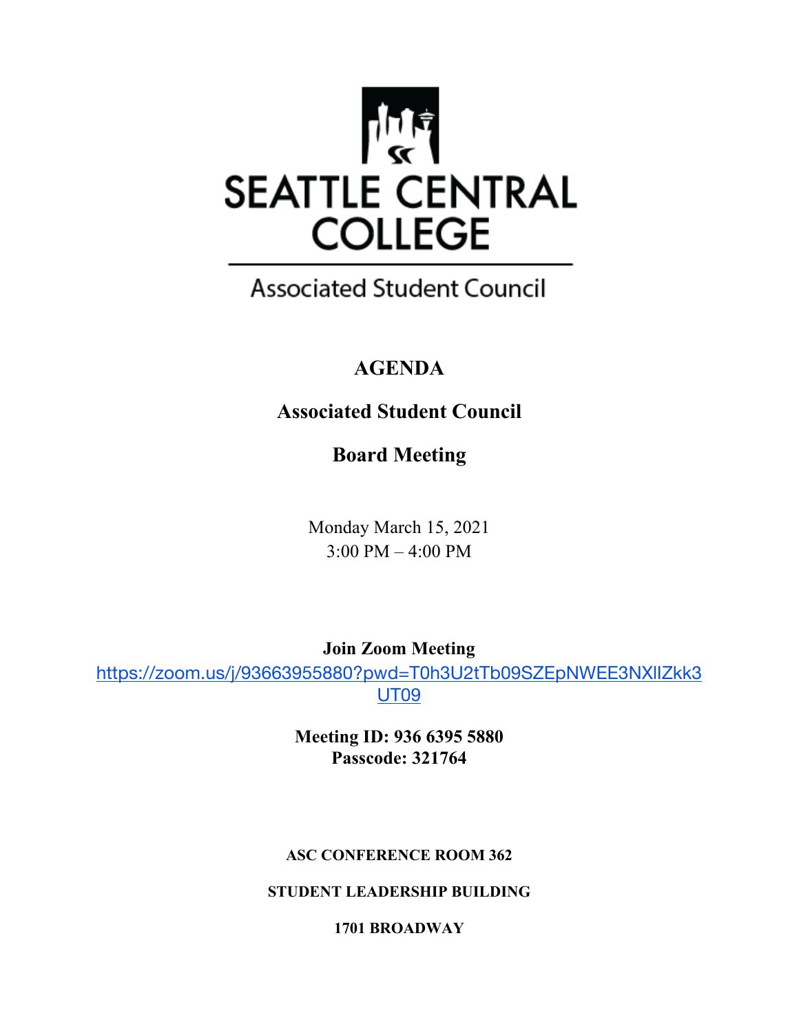SEATTLE CENTRAL COLLEGE

Associated Student Council

# AGENDA

## Associated Student Council

## Board Meeting

Monday March 15, 2021
3:00 PM – 4:00 PM

**Join Zoom Meeting**
https://zoom.us/j/93663955880?pwd=T0h3U2tTb09SZEpNWEE3NXlIZkk3UT09

**Meeting ID: 936 6395 5880**
**Passcode: 321764**

**ASC CONFERENCE ROOM 362**

**STUDENT LEADERSHIP BUILDING**

**1701 BROADWAY**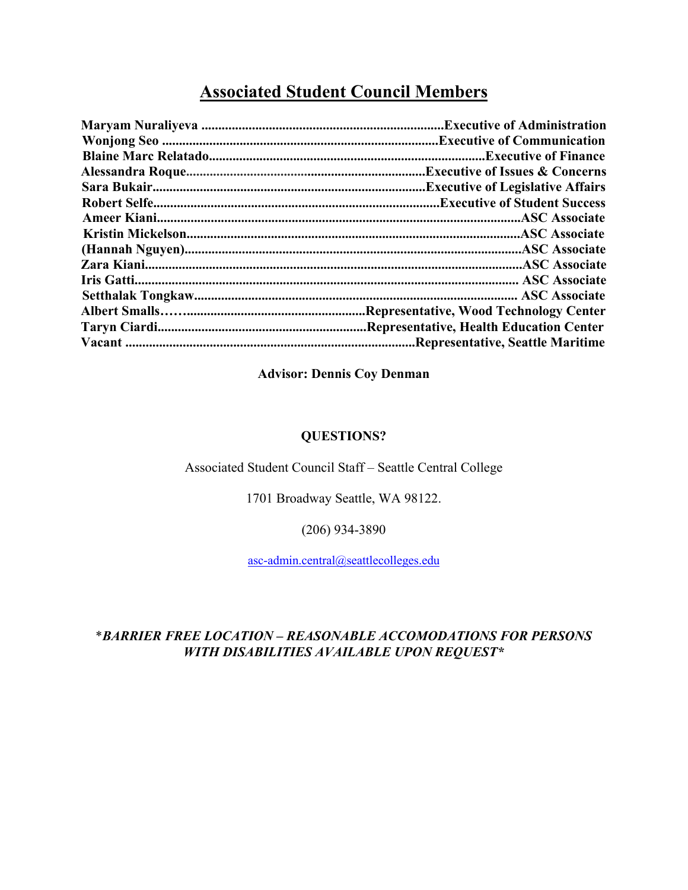## Associated Student Council Members

**Maryam Nuraliyeva .......................................................................Executive of Administration**
**Wonjong Seo ................................................................................Executive of Communication**
**Blaine Marc Relatado.................................................................................Executive of Finance**
**Alessandra Roque.......................................................................Executive of Issues & Concerns**
**Sara Bukair.................................................................................Executive of Legislative Affairs**
**Robert Selfe....................................................................................Executive of Student Success**
**Ameer Kiani..........................................................................................................ASC Associate**
**Kristin Mickelson.................................................................................................ASC Associate**
**(Hannah Nguyen)..................................................................................................ASC Associate**
**Zara Kiani..............................................................................................................ASC Associate**
**Iris Gatti................................................................................................................ ASC Associate**
**Setthalak Tongkaw............................................................................................... ASC Associate**
**Albert Smalls…….....................................................Representative, Wood Technology Center**
**Taryn Ciardi.............................................................Representative, Health Education Center**
**Vacant ....................................................................................Representative, Seattle Maritime**

**Advisor: Dennis Coy Denman**

**QUESTIONS?**

Associated Student Council Staff – Seattle Central College

1701 Broadway Seattle, WA 98122.

(206) 934-3890

asc-admin.central@seattlecolleges.edu

**\*_BARRIER FREE LOCATION – REASONABLE ACCOMODATIONS FOR PERSONS WITH DISABILITIES AVAILABLE UPON REQUEST_\***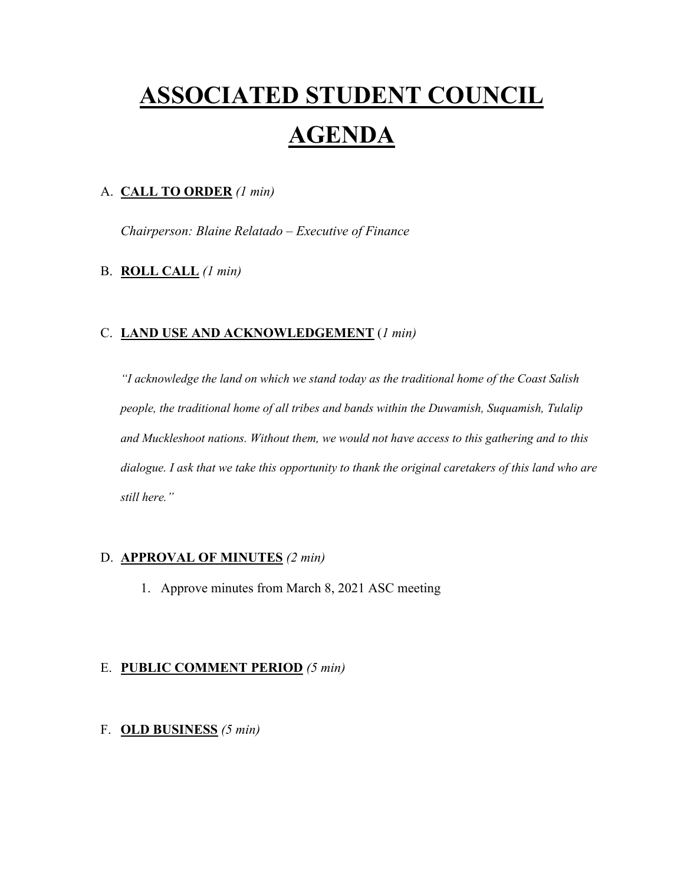# ASSOCIATED STUDENT COUNCIL AGENDA

A. **CALL TO ORDER** *(1 min)*

*Chairperson: Blaine Relatado – Executive of Finance*

B. **ROLL CALL** *(1 min)*

C. **LAND USE AND ACKNOWLEDGEMENT** (*1 min)*

*"I acknowledge the land on which we stand today as the traditional home of the Coast Salish people, the traditional home of all tribes and bands within the Duwamish, Suquamish, Tulalip and Muckleshoot nations. Without them, we would not have access to this gathering and to this dialogue. I ask that we take this opportunity to thank the original caretakers of this land who are still here."*

D. **APPROVAL OF MINUTES** *(2 min)*

1. Approve minutes from March 8, 2021 ASC meeting

E. **PUBLIC COMMENT PERIOD** *(5 min)*

F. **OLD BUSINESS** *(5 min)*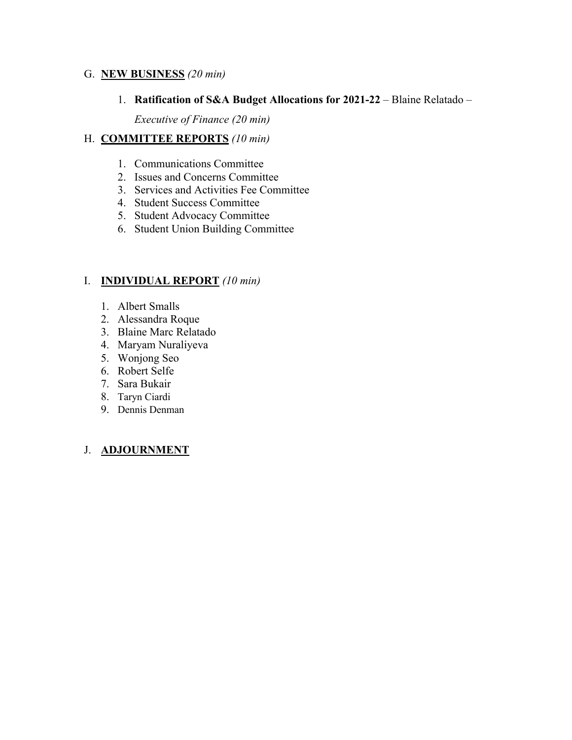G. **NEW BUSINESS** *(20 min)*

1. **Ratification of S&A Budget Allocations for 2021-22** – Blaine Relatado – *Executive of Finance (20 min)*

H. **COMMITTEE REPORTS** *(10 min)*

1. Communications Committee
2. Issues and Concerns Committee
3. Services and Activities Fee Committee
4. Student Success Committee
5. Student Advocacy Committee
6. Student Union Building Committee

I. **INDIVIDUAL REPORT** *(10 min)*

1. Albert Smalls
2. Alessandra Roque
3. Blaine Marc Relatado
4. Maryam Nuraliyeva
5. Wonjong Seo
6. Robert Selfe
7. Sara Bukair
8. Taryn Ciardi
9. Dennis Denman

J. **ADJOURNMENT**